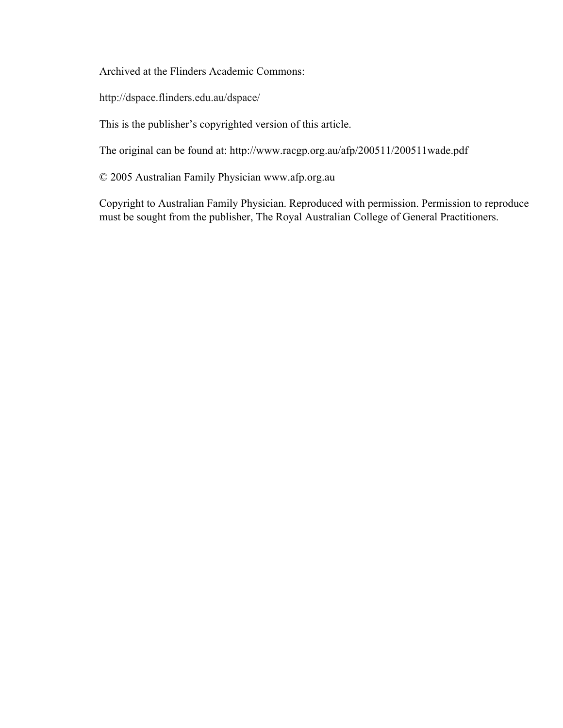Archived at the Flinders Academic Commons:

http://dspace.flinders.edu.au/dspace/

This is the publisher's copyrighted version of this article.

The original can be found at: http://www.racgp.org.au/afp/200511/200511wade.pdf

© 2005 Australian Family Physician www.afp.org.au

Copyright to Australian Family Physician. Reproduced with permission. Permission to reproduce must be sought from the publisher, The Royal Australian College of General Practitioners.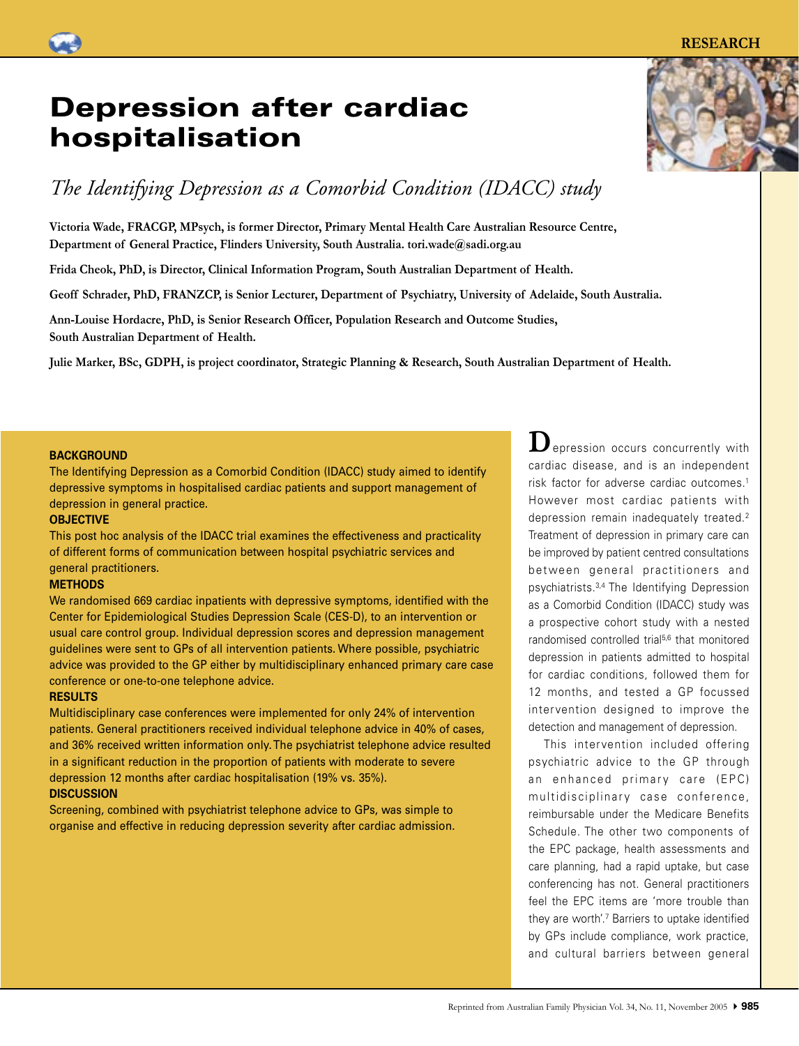# Depression after cardiac hospitalisation

*The Identifying Depression as a Comorbid Condition (IDACC) study*

**Victoria Wade, FRACGP, MPsych, is former Director, Primary Mental Health Care Australian Resource Centre, Department of General Practice, Flinders University, South Australia. tori.wade@sadi.org.au**

**Frida Cheok, PhD, is Director, Clinical Information Program, South Australian Department of Health.**

**Geoff Schrader, PhD, FRANZCP, is Senior Lecturer, Department of Psychiatry, University of Adelaide, South Australia.**

**Ann-Louise Hordacre, PhD, is Senior Research Officer, Population Research and Outcome Studies, South Australian Department of Health.**

**Julie Marker, BSc, GDPH, is project coordinator, Strategic Planning & Research, South Australian Department of Health.**

**BACKGROUND**

The Identifying Depression as a Comorbid Condition (IDACC) study aimed to identify depressive symptoms in hospitalised cardiac patients and support management of depression in general practice.

**OBJECTIVE**

This post hoc analysis of the IDACC trial examines the effectiveness and practicality of different forms of communication between hospital psychiatric services and general practitioners.

**METHODS**

We randomised 669 cardiac inpatients with depressive symptoms, identified with the Center for Epidemiological Studies Depression Scale (CES-D), to an intervention or usual care control group. Individual depression scores and depression management guidelines were sent to GPs of all intervention patients. Where possible, psychiatric advice was provided to the GP either by multidisciplinary enhanced primary care case conference or one-to-one telephone advice.

**RESULTS**

Multidisciplinary case conferences were implemented for only 24% of intervention patients. General practitioners received individual telephone advice in 40% of cases, and 36% received written information only. The psychiatrist telephone advice resulted in a significant reduction in the proportion of patients with moderate to severe depression 12 months after cardiac hospitalisation (19% vs. 35%).

**DISCUSSION**

Screening, combined with psychiatrist telephone advice to GPs, was simple to organise and effective in reducing depression severity after cardiac admission.

Depression occurs concurrently with cardiac disease, and is an independent risk factor for adverse cardiac outcomes.[1] However most cardiac patients with depression remain inadequately treated.[2] Treatment of depression in primary care can be improved by patient centred consultations between general practitioners and psychiatrists.[3,4] The Identifying Depression as a Comorbid Condition (IDACC) study was a prospective cohort study with a nested randomised controlled trial[5,6] that monitored depression in patients admitted to hospital for cardiac conditions, followed them for 12 months, and tested a GP focussed intervention designed to improve the detection and management of depression.

This intervention included offering psychiatric advice to the GP through an enhanced primary care (EPC) multidisciplinary case conference, reimbursable under the Medicare Benefits Schedule. The other two components of the EPC package, health assessments and care planning, had a rapid uptake, but case conferencing has not. General practitioners feel the EPC items are 'more trouble than they are worth'.[7] Barriers to uptake identified by GPs include compliance, work practice, and cultural barriers between general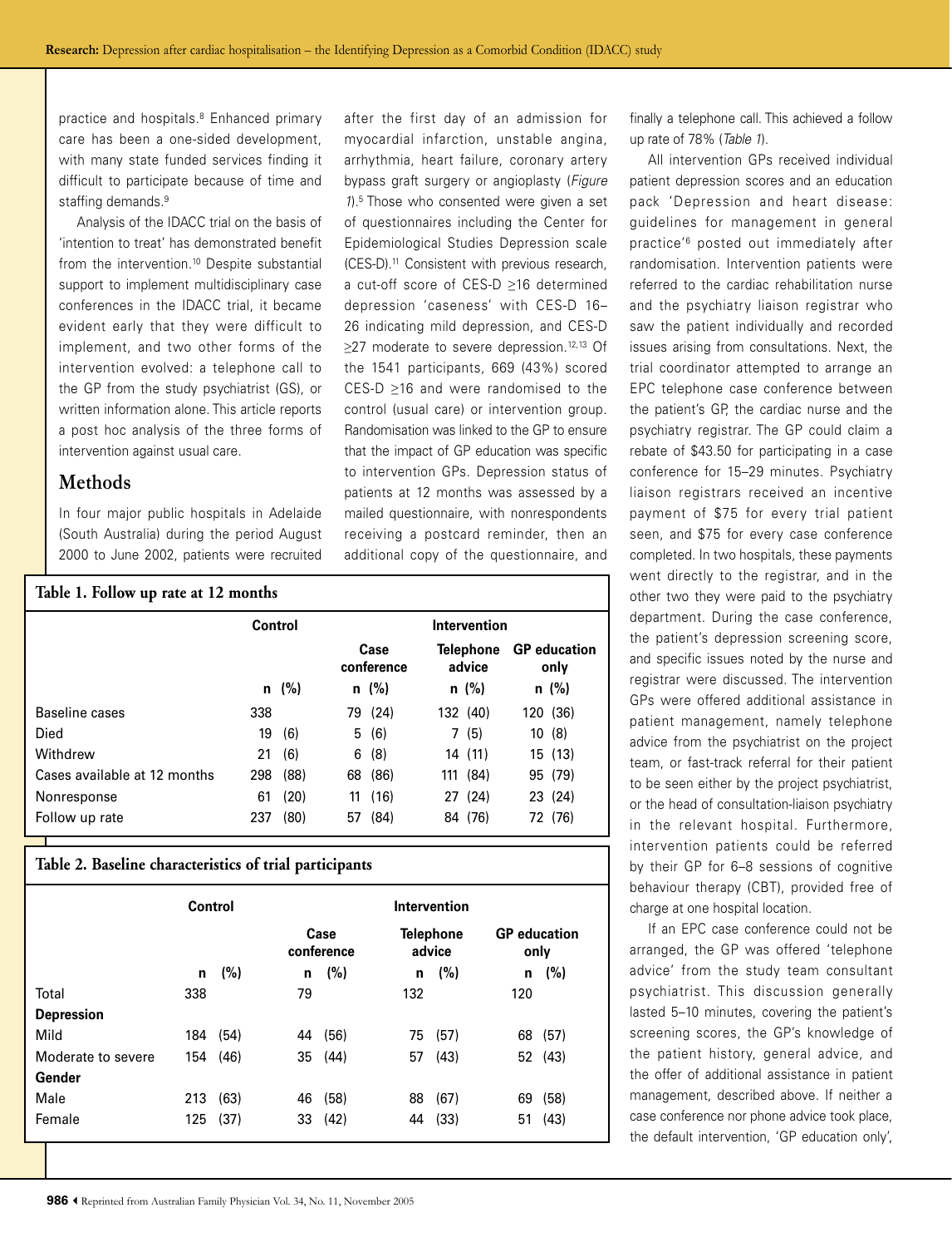practice and hospitals.[8] Enhanced primary care has been a one-sided development, with many state funded services finding it difficult to participate because of time and staffing demands.[9]

Analysis of the IDACC trial on the basis of 'intention to treat' has demonstrated benefit from the intervention.[10] Despite substantial support to implement multidisciplinary case conferences in the IDACC trial, it became evident early that they were difficult to implement, and two other forms of the intervention evolved: a telephone call to the GP from the study psychiatrist (GS), or written information alone. This article reports a post hoc analysis of the three forms of intervention against usual care.

## Methods

In four major public hospitals in Adelaide (South Australia) during the period August 2000 to June 2002, patients were recruited after the first day of an admission for myocardial infarction, unstable angina, arrhythmia, heart failure, coronary artery bypass graft surgery or angioplasty (*Figure 1*).[5] Those who consented were given a set of questionnaires including the Center for Epidemiological Studies Depression scale (CES-D).[11] Consistent with previous research, a cut-off score of CES-D ≥16 determined depression 'caseness' with CES-D 16–26 indicating mild depression, and CES-D ≥27 moderate to severe depression.[12,13] Of the 1541 participants, 669 (43%) scored CES-D ≥16 and were randomised to the control (usual care) or intervention group. Randomisation was linked to the GP to ensure that the impact of GP education was specific to intervention GPs. Depression status of patients at 12 months was assessed by a mailed questionnaire, with nonrespondents receiving a postcard reminder, then an additional copy of the questionnaire, and finally a telephone call. This achieved a follow up rate of 78% (*Table 1*).

**Table 1. Follow up rate at 12 months**

| | Control | | Intervention | | | | | |
|---|---|---|---|---|---|---|---|---|
| | | | Case conference | | Telephone advice | | GP education only | |
| | n | (%) | n | (%) | n | (%) | n | (%) |
| Baseline cases | 338 | | 79 | (24) | 132 | (40) | 120 | (36) |
| Died | 19 | (6) | 5 | (6) | 7 | (5) | 10 | (8) |
| Withdrew | 21 | (6) | 6 | (8) | 14 | (11) | 15 | (13) |
| Cases available at 12 months | 298 | (88) | 68 | (86) | 111 | (84) | 95 | (79) |
| Nonresponse | 61 | (20) | 11 | (16) | 27 | (24) | 23 | (24) |
| Follow up rate | 237 | (80) | 57 | (84) | 84 | (76) | 72 | (76) |

**Table 2. Baseline characteristics of trial participants**

| | Control | | Intervention | | | | | |
|---|---|---|---|---|---|---|---|---|
| | | | Case conference | | Telephone advice | | GP education only | |
| | n | (%) | n | (%) | n | (%) | n | (%) |
| Total | 338 | | 79 | | 132 | | 120 | |
| **Depression** | | | | | | | | |
| Mild | 184 | (54) | 44 | (56) | 75 | (57) | 68 | (57) |
| Moderate to severe | 154 | (46) | 35 | (44) | 57 | (43) | 52 | (43) |
| **Gender** | | | | | | | | |
| Male | 213 | (63) | 46 | (58) | 88 | (67) | 69 | (58) |
| Female | 125 | (37) | 33 | (42) | 44 | (33) | 51 | (43) |

All intervention GPs received individual patient depression scores and an education pack 'Depression and heart disease: guidelines for management in general practice'[6] posted out immediately after randomisation. Intervention patients were referred to the cardiac rehabilitation nurse and the psychiatry liaison registrar who saw the patient individually and recorded issues arising from consultations. Next, the trial coordinator attempted to arrange an EPC telephone case conference between the patient's GP, the cardiac nurse and the psychiatry registrar. The GP could claim a rebate of $43.50 for participating in a case conference for 15–29 minutes. Psychiatry liaison registrars received an incentive payment of $75 for every trial patient seen, and $75 for every case conference completed. In two hospitals, these payments went directly to the registrar, and in the other two they were paid to the psychiatry department. During the case conference, the patient's depression screening score, and specific issues noted by the nurse and registrar were discussed. The intervention GPs were offered additional assistance in patient management, namely telephone advice from the psychiatrist on the project team, or fast-track referral for their patient to be seen either by the project psychiatrist, or the head of consultation-liaison psychiatry in the relevant hospital. Furthermore, intervention patients could be referred by their GP for 6–8 sessions of cognitive behaviour therapy (CBT), provided free of charge at one hospital location.

If an EPC case conference could not be arranged, the GP was offered 'telephone advice' from the study team consultant psychiatrist. This discussion generally lasted 5–10 minutes, covering the patient's screening scores, the GP's knowledge of the patient history, general advice, and the offer of additional assistance in patient management, described above. If neither a case conference nor phone advice took place, the default intervention, 'GP education only',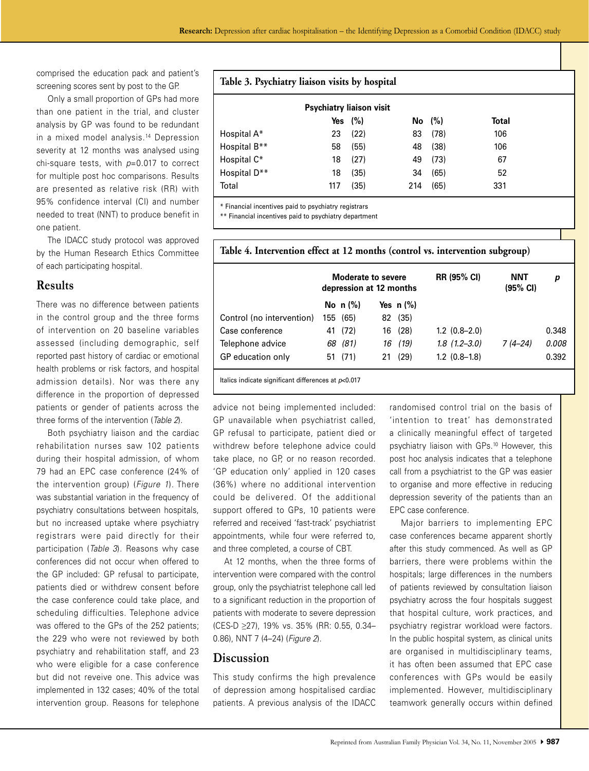comprised the education pack and patient's screening scores sent by post to the GP.

Only a small proportion of GPs had more than one patient in the trial, and cluster analysis by GP was found to be redundant in a mixed model analysis.[14] Depression severity at 12 months was analysed using chi-square tests, with $p$=0.017 to correct for multiple post hoc comparisons. Results are presented as relative risk (RR) with 95% confidence interval (CI) and number needed to treat (NNT) to produce benefit in one patient.

The IDACC study protocol was approved by the Human Research Ethics Committee of each participating hospital.

## Results

There was no difference between patients in the control group and the three forms of intervention on 20 baseline variables assessed (including demographic, self reported past history of cardiac or emotional health problems or risk factors, and hospital admission details). Nor was there any difference in the proportion of depressed patients or gender of patients across the three forms of the intervention (*Table 2*).

Both psychiatry liaison and the cardiac rehabilitation nurses saw 102 patients during their hospital admission, of whom 79 had an EPC case conference (24% of the intervention group) (*Figure 1*). There was substantial variation in the frequency of psychiatry consultations between hospitals, but no increased uptake where psychiatry registrars were paid directly for their participation (*Table 3*). Reasons why case conferences did not occur when offered to the GP included: GP refusal to participate, patients died or withdrew consent before the case conference could take place, and scheduling difficulties. Telephone advice was offered to the GPs of the 252 patients; the 229 who were not reviewed by both psychiatry and rehabilitation staff, and 23 who were eligible for a case conference but did not reveive one. This advice was implemented in 132 cases; 40% of the total intervention group. Reasons for telephone advice not being implemented included: GP unavailable when psychiatrist called, GP refusal to participate, patient died or withdrew before telephone advice could take place, no GP, or no reason recorded. 'GP education only' applied in 120 cases (36%) where no additional intervention could be delivered. Of the additional support offered to GPs, 10 patients were referred and received 'fast-track' psychiatrist appointments, while four were referred to, and three completed, a course of CBT.

At 12 months, when the three forms of intervention were compared with the control group, only the psychiatrist telephone call led to a significant reduction in the proportion of patients with moderate to severe depression (CES-D ≥27), 19% vs. 35% (RR: 0.55, 0.34–0.86), NNT 7 (4–24) (*Figure 2*).

**Table 3. Psychiatry liaison visits by hospital**

| | Psychiatry liaison visit | | | | |
|---|---|---|---|---|---|
| | Yes | (%) | No | (%) | Total |
| Hospital A* | 23 | (22) | 83 | (78) | 106 |
| Hospital B** | 58 | (55) | 48 | (38) | 106 |
| Hospital C* | 18 | (27) | 49 | (73) | 67 |
| Hospital D** | 18 | (35) | 34 | (65) | 52 |
| Total | 117 | (35) | 214 | (65) | 331 |

\* Financial incentives paid to psychiatry registrars

\*\* Financial incentives paid to psychiatry department

**Table 4. Intervention effect at 12 months (control vs. intervention subgroup)**

| | Moderate to severe depression at 12 months | | RR (95% CI) | NNT (95% CI) | $p$ |
|---|---|---|---|---|---|
| | No n (%) | Yes n (%) | | | |
| Control (no intervention) | 155 (65) | 82 (35) | | | |
| Case conference | 41 (72) | 16 (28) | 1.2 (0.8–2.0) | | 0.348 |
| Telephone advice | *68 (81)* | *16 (19)* | *1.8 (1.2–3.0)* | *7 (4–24)* | *0.008* |
| GP education only | 51 (71) | 21 (29) | 1.2 (0.8–1.8) | | 0.392 |

Italics indicate significant differences at $p$<0.017

## Discussion

This study confirms the high prevalence of depression among hospitalised cardiac patients. A previous analysis of the IDACC randomised control trial on the basis of 'intention to treat' has demonstrated a clinically meaningful effect of targeted psychiatry liaison with GPs.[10] However, this post hoc analysis indicates that a telephone call from a psychiatrist to the GP was easier to organise and more effective in reducing depression severity of the patients than an EPC case conference.

Major barriers to implementing EPC case conferences became apparent shortly after this study commenced. As well as GP barriers, there were problems within the hospitals; large differences in the numbers of patients reviewed by consultation liaison psychiatry across the four hospitals suggest that hospital culture, work practices, and psychiatry registrar workload were factors. In the public hospital system, as clinical units are organised in multidisciplinary teams, it has often been assumed that EPC case conferences with GPs would be easily implemented. However, multidisciplinary teamwork generally occurs within defined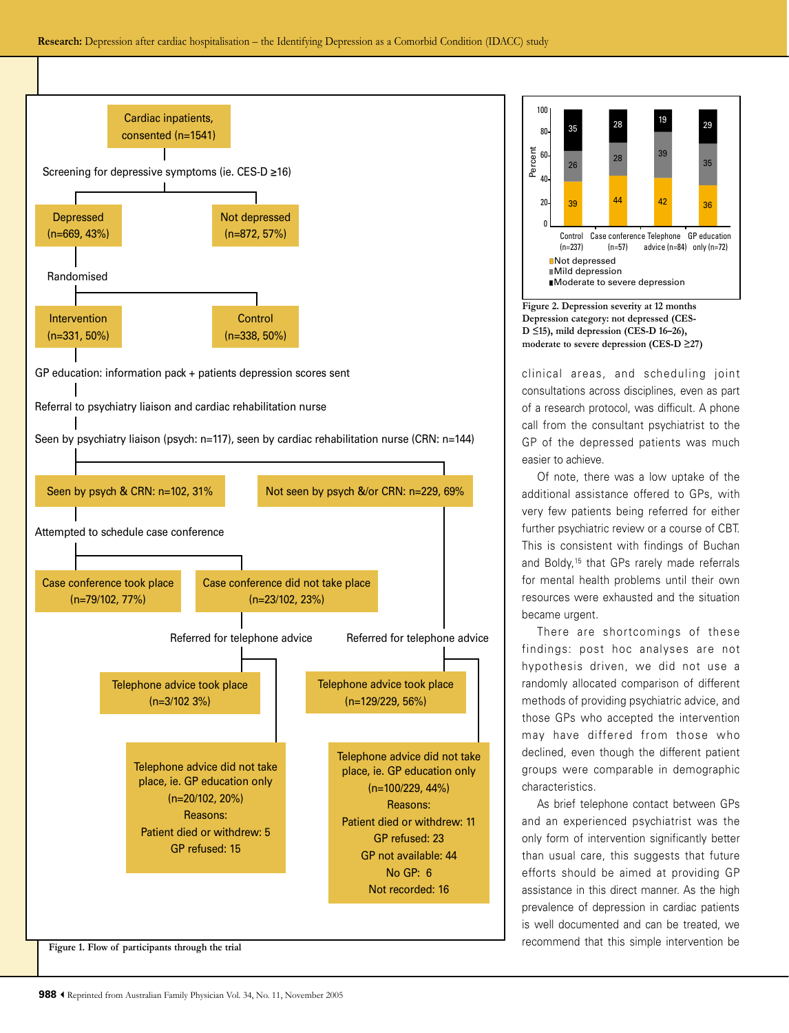Cardiac inpatients, consented (n=1541)

Screening for depressive symptoms (ie. CES-D ≥16)

- Depressed (n=669, 43%)
- Not depressed (n=872, 57%)

Randomised

- Intervention (n=331, 50%)
- Control (n=338, 50%)

GP education: information pack + patients depression scores sent

Referral to psychiatry liaison and cardiac rehabilitation nurse

Seen by psychiatry liaison (psych: n=117), seen by cardiac rehabilitation nurse (CRN: n=144)

- Seen by psych & CRN: n=102, 31%
- Not seen by psych &/or CRN: n=229, 69%

Attempted to schedule case conference

- Case conference took place (n=79/102, 77%)
- Case conference did not take place (n=23/102, 23%)

Referred for telephone advice

- Telephone advice took place (n=3/102 3%)
- Telephone advice did not take place, ie. GP education only (n=20/102, 20%) Reasons: Patient died or withdrew: 5 GP refused: 15

Referred for telephone advice

- Telephone advice took place (n=129/229, 56%)
- Telephone advice did not take place, ie. GP education only (n=100/229, 44%) Reasons: Patient died or withdrew: 11 GP refused: 23 GP not available: 44 No GP: 6 Not recorded: 16

**Figure 1. Flow of participants through the trial**

| Percent | Control (n=237) | Case conference (n=57) | Telephone advice (n=84) | GP education only (n=72) |
|---|---|---|---|---|
| Not depressed | 39 | 44 | 42 | 36 |
| Mild depression | 26 | 28 | 39 | 35 |
| Moderate to severe depression | 35 | 28 | 19 | 29 |

**Figure 2. Depression severity at 12 months**
**Depression category: not depressed (CES-D ≤15), mild depression (CES-D 16–26), moderate to severe depression (CES-D ≥27)**

clinical areas, and scheduling joint consultations across disciplines, even as part of a research protocol, was difficult. A phone call from the consultant psychiatrist to the GP of the depressed patients was much easier to achieve.

Of note, there was a low uptake of the additional assistance offered to GPs, with very few patients being referred for either further psychiatric review or a course of CBT. This is consistent with findings of Buchan and Boldy,[15] that GPs rarely made referrals for mental health problems until their own resources were exhausted and the situation became urgent.

There are shortcomings of these findings: post hoc analyses are not hypothesis driven, we did not use a randomly allocated comparison of different methods of providing psychiatric advice, and those GPs who accepted the intervention may have differed from those who declined, even though the different patient groups were comparable in demographic characteristics.

As brief telephone contact between GPs and an experienced psychiatrist was the only form of intervention significantly better than usual care, this suggests that future efforts should be aimed at providing GP assistance in this direct manner. As the high prevalence of depression in cardiac patients is well documented and can be treated, we recommend that this simple intervention be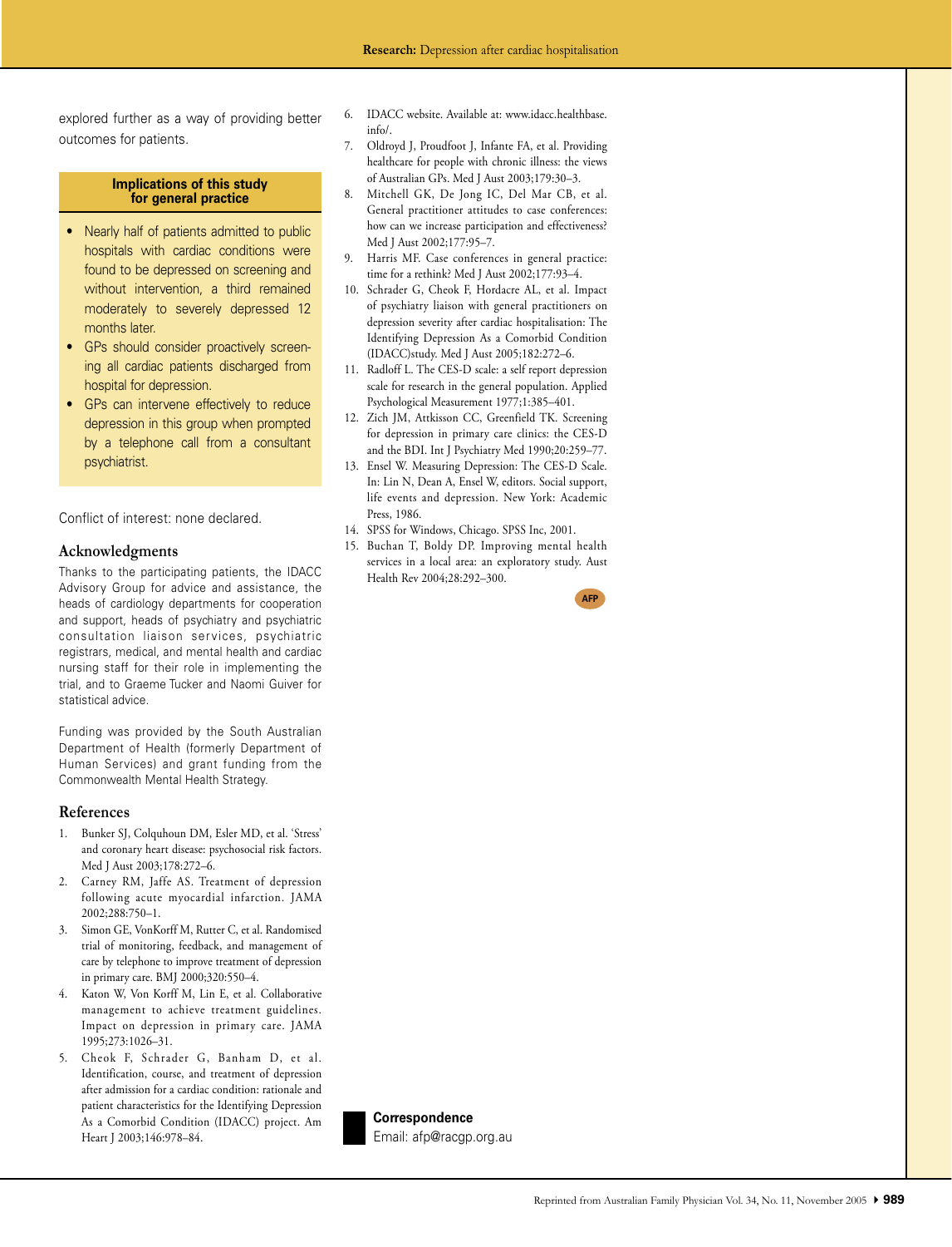explored further as a way of providing better outcomes for patients.

**Implications of this study for general practice**

- Nearly half of patients admitted to public hospitals with cardiac conditions were found to be depressed on screening and without intervention, a third remained moderately to severely depressed 12 months later.
- GPs should consider proactively screening all cardiac patients discharged from hospital for depression.
- GPs can intervene effectively to reduce depression in this group when prompted by a telephone call from a consultant psychiatrist.

Conflict of interest: none declared.

## Acknowledgments

Thanks to the participating patients, the IDACC Advisory Group for advice and assistance, the heads of cardiology departments for cooperation and support, heads of psychiatry and psychiatric consultation liaison services, psychiatric registrars, medical, and mental health and cardiac nursing staff for their role in implementing the trial, and to Graeme Tucker and Naomi Guiver for statistical advice.

Funding was provided by the South Australian Department of Health (formerly Department of Human Services) and grant funding from the Commonwealth Mental Health Strategy.

## References

1. Bunker SJ, Colquhoun DM, Esler MD, et al. 'Stress' and coronary heart disease: psychosocial risk factors. Med J Aust 2003;178:272–6.
2. Carney RM, Jaffe AS. Treatment of depression following acute myocardial infarction. JAMA 2002;288:750–1.
3. Simon GE, VonKorff M, Rutter C, et al. Randomised trial of monitoring, feedback, and management of care by telephone to improve treatment of depression in primary care. BMJ 2000;320:550–4.
4. Katon W, Von Korff M, Lin E, et al. Collaborative management to achieve treatment guidelines. Impact on depression in primary care. JAMA 1995;273:1026–31.
5. Cheok F, Schrader G, Banham D, et al. Identification, course, and treatment of depression after admission for a cardiac condition: rationale and patient characteristics for the Identifying Depression As a Comorbid Condition (IDACC) project. Am Heart J 2003;146:978–84.
6. IDACC website. Available at: www.idacc.healthbase.info/.
7. Oldroyd J, Proudfoot J, Infante FA, et al. Providing healthcare for people with chronic illness: the views of Australian GPs. Med J Aust 2003;179:30–3.
8. Mitchell GK, De Jong IC, Del Mar CB, et al. General practitioner attitudes to case conferences: how can we increase participation and effectiveness? Med J Aust 2002;177:95–7.
9. Harris MF. Case conferences in general practice: time for a rethink? Med J Aust 2002;177:93–4.
10. Schrader G, Cheok F, Hordacre AL, et al. Impact of psychiatry liaison with general practitioners on depression severity after cardiac hospitalisation: The Identifying Depression As a Comorbid Condition (IDACC)study. Med J Aust 2005;182:272–6.
11. Radloff L. The CES-D scale: a self report depression scale for research in the general population. Applied Psychological Measurement 1977;1:385–401.
12. Zich JM, Attkisson CC, Greenfield TK. Screening for depression in primary care clinics: the CES-D and the BDI. Int J Psychiatry Med 1990;20:259–77.
13. Ensel W. Measuring Depression: The CES-D Scale. In: Lin N, Dean A, Ensel W, editors. Social support, life events and depression. New York: Academic Press, 1986.
14. SPSS for Windows, Chicago. SPSS Inc, 2001.
15. Buchan T, Boldy DP. Improving mental health services in a local area: an exploratory study. Aust Health Rev 2004;28:292–300.

AFP

**Correspondence**
Email: afp@racgp.org.au